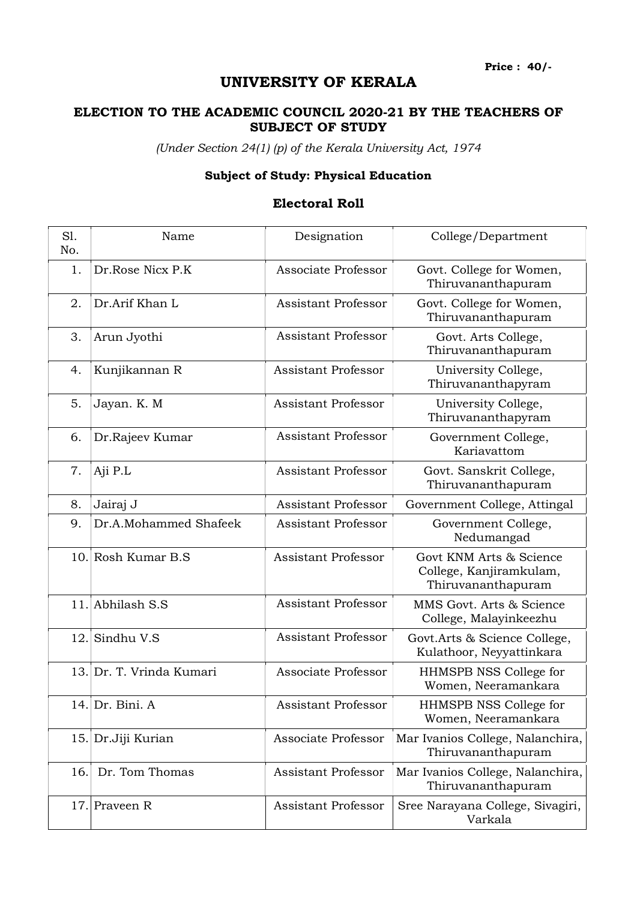**Price : 40/-**

# UNIVERSITY OF KERALA

## ELECTION TO THE ACADEMIC COUNCIL 2020-21 BY THE TEACHERS OF SUBJECT OF STUDY

*(Under Section 24(1) (p) of the Kerala University Act, 1974*

**Subject of Study: Physical Education**

### Electoral Roll

| Sl. No. | Name | Designation | College/Department |
|---|---|---|---|
| 1. | Dr.Rose Nicx P.K | Associate Professor | Govt. College for Women, Thiruvananthapuram |
| 2. | Dr.Arif Khan L | Assistant Professor | Govt. College for Women, Thiruvananthapuram |
| 3. | Arun Jyothi | Assistant Professor | Govt. Arts College, Thiruvananthapuram |
| 4. | Kunjikannan R | Assistant Professor | University College, Thiruvananthapyram |
| 5. | Jayan. K. M | Assistant Professor | University College, Thiruvananthapyram |
| 6. | Dr.Rajeev Kumar | Assistant Professor | Government College, Kariavattom |
| 7. | Aji P.L | Assistant Professor | Govt. Sanskrit College, Thiruvananthapuram |
| 8. | Jairaj J | Assistant Professor | Government College, Attingal |
| 9. | Dr.A.Mohammed Shafeek | Assistant Professor | Government College, Nedumangad |
| 10. | Rosh Kumar B.S | Assistant Professor | Govt KNM Arts & Science College, Kanjiramkulam, Thiruvananthapuram |
| 11. | Abhilash S.S | Assistant Professor | MMS Govt. Arts & Science College, Malayinkeezhu |
| 12. | Sindhu V.S | Assistant Professor | Govt.Arts & Science College, Kulathoor, Neyyattinkara |
| 13. | Dr. T. Vrinda Kumari | Associate Professor | HHMSPB NSS College for Women, Neeramankara |
| 14. | Dr. Bini. A | Assistant Professor | HHMSPB NSS College for Women, Neeramankara |
| 15. | Dr.Jiji Kurian | Associate Professor | Mar Ivanios College, Nalanchira, Thiruvananthapuram |
| 16. | Dr. Tom Thomas | Assistant Professor | Mar Ivanios College, Nalanchira, Thiruvananthapuram |
| 17. | Praveen R | Assistant Professor | Sree Narayana College, Sivagiri, Varkala |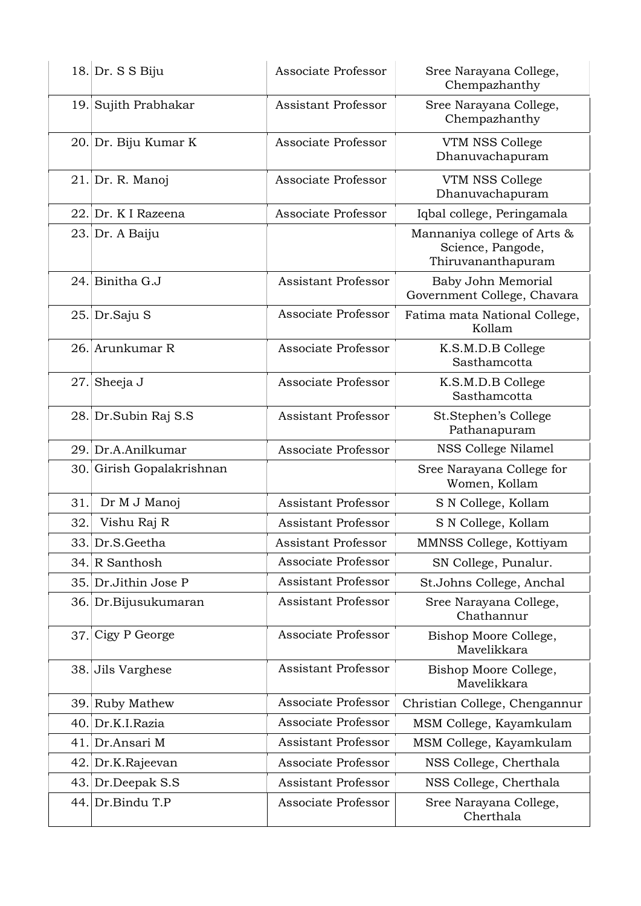| | | | |
|---|---|---|---|
| 18. | Dr. S S Biju | Associate Professor | Sree Narayana College, Chempazhanthy |
| 19. | Sujith Prabhakar | Assistant Professor | Sree Narayana College, Chempazhanthy |
| 20. | Dr. Biju Kumar K | Associate Professor | VTM NSS College Dhanuvachapuram |
| 21. | Dr. R. Manoj | Associate Professor | VTM NSS College Dhanuvachapuram |
| 22. | Dr. K I Razeena | Associate Professor | Iqbal college, Peringamala |
| 23. | Dr. A Baiju | | Mannaniya college of Arts & Science, Pangode, Thiruvananthapuram |
| 24. | Binitha G.J | Assistant Professor | Baby John Memorial Government College, Chavara |
| 25. | Dr.Saju S | Associate Professor | Fatima mata National College, Kollam |
| 26. | Arunkumar R | Associate Professor | K.S.M.D.B College Sasthamcotta |
| 27. | Sheeja J | Associate Professor | K.S.M.D.B College Sasthamcotta |
| 28. | Dr.Subin Raj S.S | Assistant Professor | St.Stephen's College Pathanapuram |
| 29. | Dr.A.Anilkumar | Associate Professor | NSS College Nilamel |
| 30. | Girish Gopalakrishnan | | Sree Narayana College for Women, Kollam |
| 31. | Dr M J Manoj | Assistant Professor | S N College, Kollam |
| 32. | Vishu Raj R | Assistant Professor | S N College, Kollam |
| 33. | Dr.S.Geetha | Assistant Professor | MMNSS College, Kottiyam |
| 34. | R Santhosh | Associate Professor | SN College, Punalur. |
| 35. | Dr.Jithin Jose P | Assistant Professor | St.Johns College, Anchal |
| 36. | Dr.Bijusukumaran | Assistant Professor | Sree Narayana College, Chathannur |
| 37. | Cigy P George | Associate Professor | Bishop Moore College, Mavelikkara |
| 38. | Jils Varghese | Assistant Professor | Bishop Moore College, Mavelikkara |
| 39. | Ruby Mathew | Associate Professor | Christian College, Chengannur |
| 40. | Dr.K.I.Razia | Associate Professor | MSM College, Kayamkulam |
| 41. | Dr.Ansari M | Assistant Professor | MSM College, Kayamkulam |
| 42. | Dr.K.Rajeevan | Associate Professor | NSS College, Cherthala |
| 43. | Dr.Deepak S.S | Assistant Professor | NSS College, Cherthala |
| 44. | Dr.Bindu T.P | Associate Professor | Sree Narayana College, Cherthala |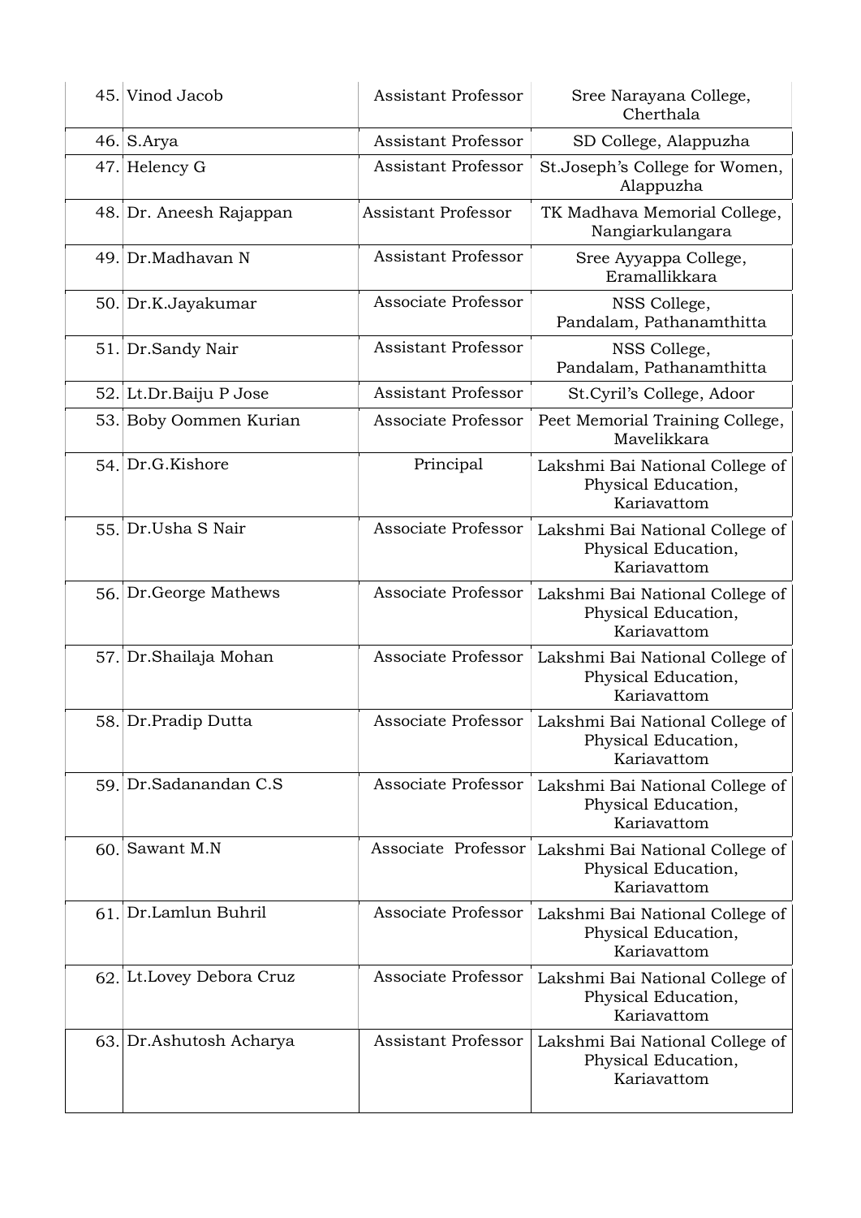| | | | |
|---|---|---|---|
| 45. | Vinod Jacob | Assistant Professor | Sree Narayana College, Cherthala |
| 46. | S.Arya | Assistant Professor | SD College, Alappuzha |
| 47. | Helency G | Assistant Professor | St.Joseph's College for Women, Alappuzha |
| 48. | Dr. Aneesh Rajappan | Assistant Professor | TK Madhava Memorial College, Nangiarkulangara |
| 49. | Dr.Madhavan N | Assistant Professor | Sree Ayyappa College, Eramallikkara |
| 50. | Dr.K.Jayakumar | Associate Professor | NSS College, Pandalam, Pathanamthitta |
| 51. | Dr.Sandy Nair | Assistant Professor | NSS College, Pandalam, Pathanamthitta |
| 52. | Lt.Dr.Baiju P Jose | Assistant Professor | St.Cyril's College, Adoor |
| 53. | Boby Oommen Kurian | Associate Professor | Peet Memorial Training College, Mavelikkara |
| 54. | Dr.G.Kishore | Principal | Lakshmi Bai National College of Physical Education, Kariavattom |
| 55. | Dr.Usha S Nair | Associate Professor | Lakshmi Bai National College of Physical Education, Kariavattom |
| 56. | Dr.George Mathews | Associate Professor | Lakshmi Bai National College of Physical Education, Kariavattom |
| 57. | Dr.Shailaja Mohan | Associate Professor | Lakshmi Bai National College of Physical Education, Kariavattom |
| 58. | Dr.Pradip Dutta | Associate Professor | Lakshmi Bai National College of Physical Education, Kariavattom |
| 59. | Dr.Sadanandan C.S | Associate Professor | Lakshmi Bai National College of Physical Education, Kariavattom |
| 60. | Sawant M.N | Associate Professor | Lakshmi Bai National College of Physical Education, Kariavattom |
| 61. | Dr.Lamlun Buhril | Associate Professor | Lakshmi Bai National College of Physical Education, Kariavattom |
| 62. | Lt.Lovey Debora Cruz | Associate Professor | Lakshmi Bai National College of Physical Education, Kariavattom |
| 63. | Dr.Ashutosh Acharya | Assistant Professor | Lakshmi Bai National College of Physical Education, Kariavattom |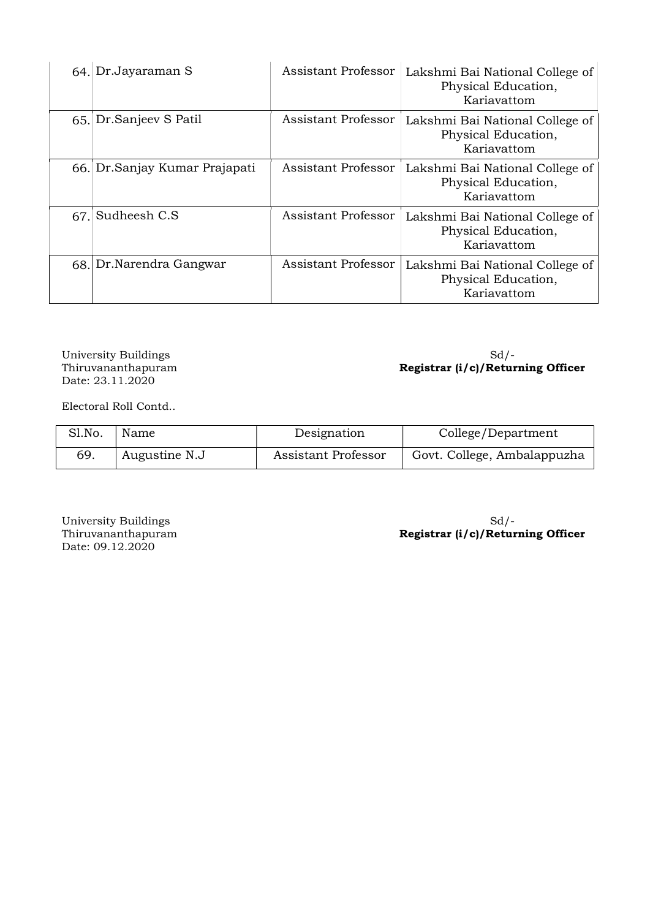| | | | |
|---|---|---|---|
| 64. | Dr.Jayaraman S | Assistant Professor | Lakshmi Bai National College of Physical Education, Kariavattom |
| 65. | Dr.Sanjeev S Patil | Assistant Professor | Lakshmi Bai National College of Physical Education, Kariavattom |
| 66. | Dr.Sanjay Kumar Prajapati | Assistant Professor | Lakshmi Bai National College of Physical Education, Kariavattom |
| 67. | Sudheesh C.S | Assistant Professor | Lakshmi Bai National College of Physical Education, Kariavattom |
| 68. | Dr.Narendra Gangwar | Assistant Professor | Lakshmi Bai National College of Physical Education, Kariavattom |

University Buildings
Thiruvananthapuram
Date: 23.11.2020

Sd/-
**Registrar (i/c)/Returning Officer**

Electoral Roll Contd..

| Sl.No. | Name | Designation | College/Department |
|---|---|---|---|
| 69. | Augustine N.J | Assistant Professor | Govt. College, Ambalappuzha |

University Buildings
Thiruvananthapuram
Date: 09.12.2020

Sd/-
**Registrar (i/c)/Returning Officer**